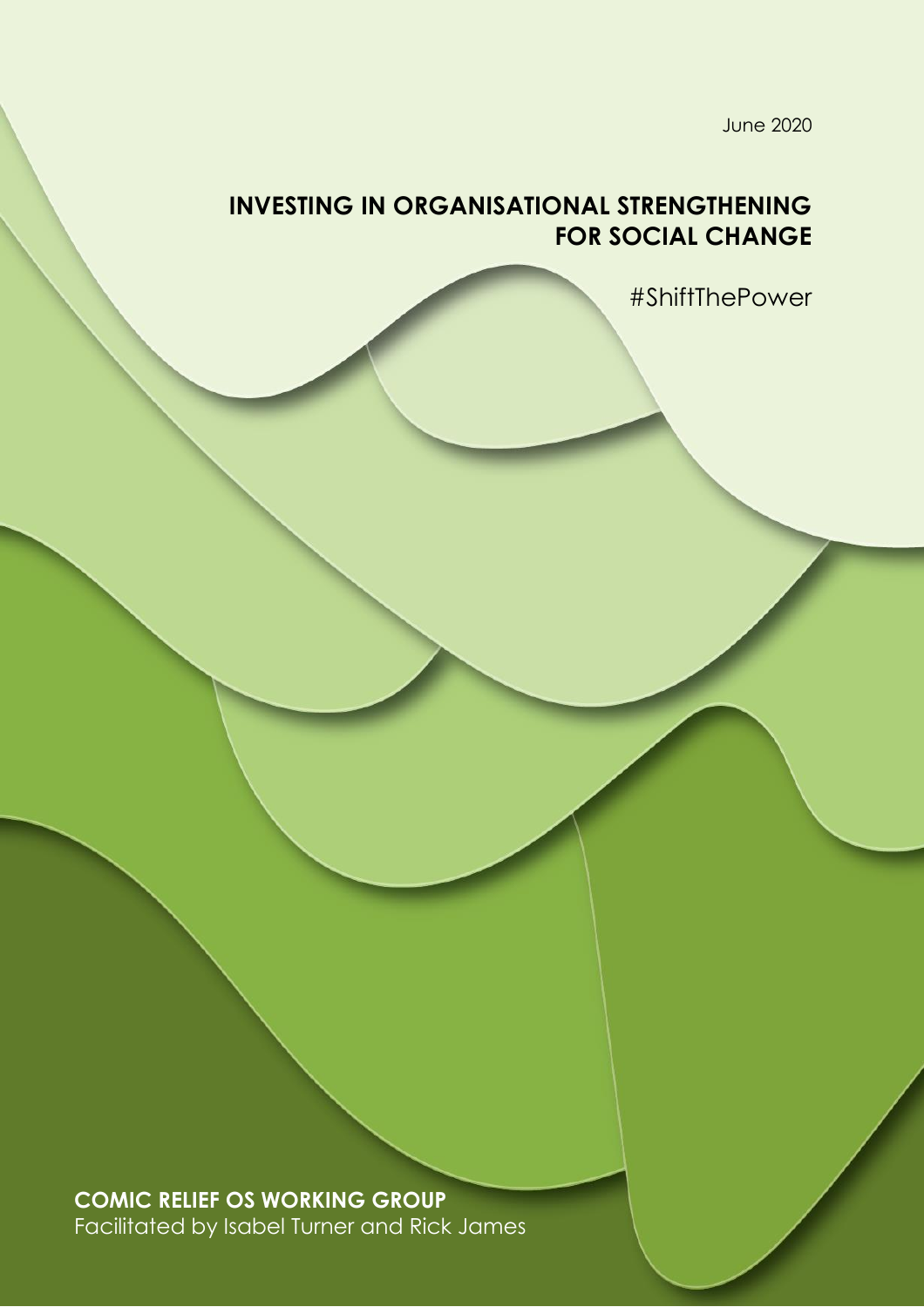June 2020

# INVESTING IN ORGANISATIONAL STRENGTHENING FOR SOCIAL CHANGE

#ShiftThePower

**COMIC RELIEF OS WORKING GROUP**

Facilitated by Isabel Turner and Rick James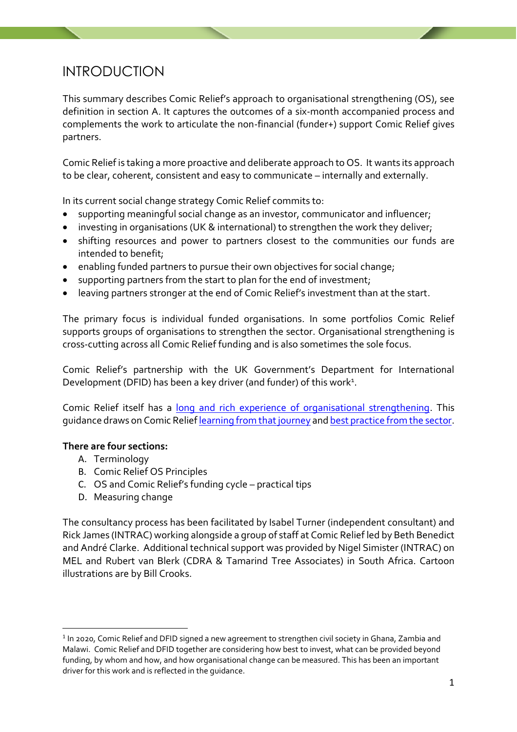# INTRODUCTION

This summary describes Comic Relief's approach to organisational strengthening (OS), see definition in section A. It captures the outcomes of a six-month accompanied process and complements the work to articulate the non-financial (funder+) support Comic Relief gives partners.

Comic Relief is taking a more proactive and deliberate approach to OS. It wants its approach to be clear, coherent, consistent and easy to communicate – internally and externally.

In its current social change strategy Comic Relief commits to:

- supporting meaningful social change as an investor, communicator and influencer;
- investing in organisations (UK & international) to strengthen the work they deliver;
- shifting resources and power to partners closest to the communities our funds are intended to benefit;
- enabling funded partners to pursue their own objectives for social change;
- supporting partners from the start to plan for the end of investment;
- leaving partners stronger at the end of Comic Relief's investment than at the start.

The primary focus is individual funded organisations. In some portfolios Comic Relief supports groups of organisations to strengthen the sector. Organisational strengthening is cross-cutting across all Comic Relief funding and is also sometimes the sole focus.

Comic Relief's partnership with the UK Government's Department for International Development (DFID) has been a key driver (and funder) of this work[1].

Comic Relief itself has a long and rich experience of organisational strengthening. This guidance draws on Comic Relief learning from that journey and best practice from the sector.

**There are four sections:**

A. Terminology
B. Comic Relief OS Principles
C. OS and Comic Relief's funding cycle – practical tips
D. Measuring change

The consultancy process has been facilitated by Isabel Turner (independent consultant) and Rick James (INTRAC) working alongside a group of staff at Comic Relief led by Beth Benedict and André Clarke. Additional technical support was provided by Nigel Simister (INTRAC) on MEL and Rubert van Blerk (CDRA & Tamarind Tree Associates) in South Africa. Cartoon illustrations are by Bill Crooks.

---

[1] In 2020, Comic Relief and DFID signed a new agreement to strengthen civil society in Ghana, Zambia and Malawi. Comic Relief and DFID together are considering how best to invest, what can be provided beyond funding, by whom and how, and how organisational change can be measured. This has been an important driver for this work and is reflected in the guidance.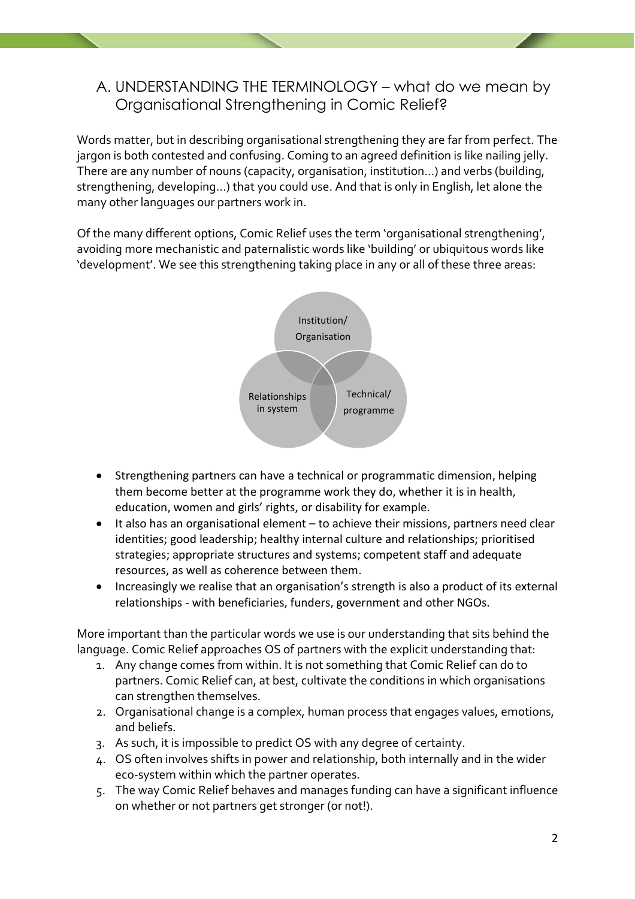## A. UNDERSTANDING THE TERMINOLOGY – what do we mean by Organisational Strengthening in Comic Relief?

Words matter, but in describing organisational strengthening they are far from perfect. The jargon is both contested and confusing. Coming to an agreed definition is like nailing jelly. There are any number of nouns (capacity, organisation, institution…) and verbs (building, strengthening, developing…) that you could use. And that is only in English, let alone the many other languages our partners work in.

Of the many different options, Comic Relief uses the term 'organisational strengthening', avoiding more mechanistic and paternalistic words like 'building' or ubiquitous words like 'development'. We see this strengthening taking place in any or all of these three areas:

Institution/ Organisation

Relationships in system

Technical/ programme

- Strengthening partners can have a technical or programmatic dimension, helping them become better at the programme work they do, whether it is in health, education, women and girls' rights, or disability for example.
- It also has an organisational element – to achieve their missions, partners need clear identities; good leadership; healthy internal culture and relationships; prioritised strategies; appropriate structures and systems; competent staff and adequate resources, as well as coherence between them.
- Increasingly we realise that an organisation's strength is also a product of its external relationships - with beneficiaries, funders, government and other NGOs.

More important than the particular words we use is our understanding that sits behind the language. Comic Relief approaches OS of partners with the explicit understanding that:

1. Any change comes from within. It is not something that Comic Relief can do to partners. Comic Relief can, at best, cultivate the conditions in which organisations can strengthen themselves.
2. Organisational change is a complex, human process that engages values, emotions, and beliefs.
3. As such, it is impossible to predict OS with any degree of certainty.
4. OS often involves shifts in power and relationship, both internally and in the wider eco-system within which the partner operates.
5. The way Comic Relief behaves and manages funding can have a significant influence on whether or not partners get stronger (or not!).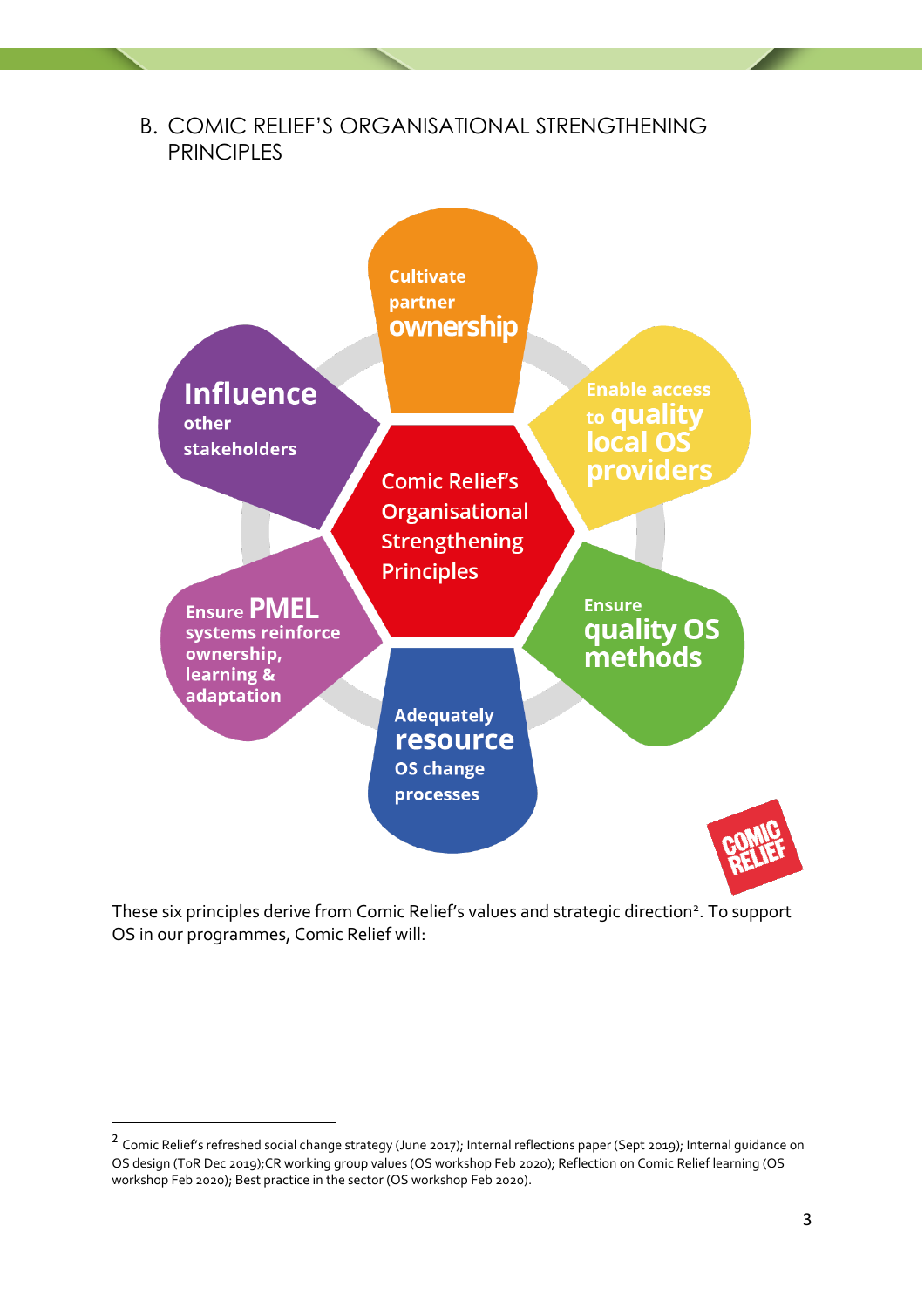## B. COMIC RELIEF'S ORGANISATIONAL STRENGTHENING PRINCIPLES

Comic Relief's Organisational Strengthening Principles

- Cultivate partner ownership
- Enable access to quality local OS providers
- Ensure quality OS methods
- Adequately resource OS change processes
- Ensure PMEL systems reinforce ownership, learning & adaptation
- Influence other stakeholders

These six principles derive from Comic Relief's values and strategic direction[2]. To support OS in our programmes, Comic Relief will:

[2] Comic Relief's refreshed social change strategy (June 2017); Internal reflections paper (Sept 2019); Internal guidance on OS design (ToR Dec 2019);CR working group values (OS workshop Feb 2020); Reflection on Comic Relief learning (OS workshop Feb 2020); Best practice in the sector (OS workshop Feb 2020).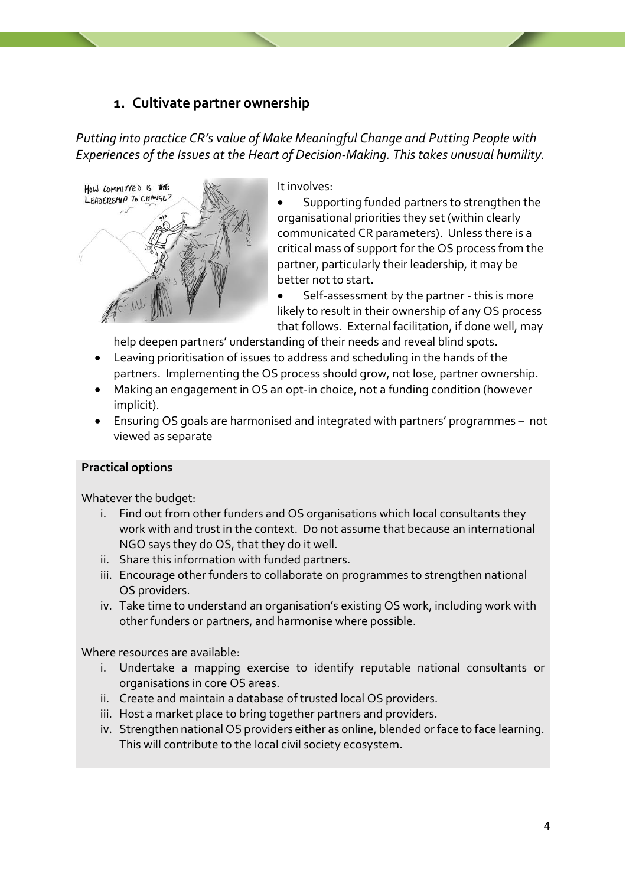## 1. Cultivate partner ownership

*Putting into practice CR's value of Make Meaningful Change and Putting People with Experiences of the Issues at the Heart of Decision-Making. This takes unusual humility.*

It involves:

- Supporting funded partners to strengthen the organisational priorities they set (within clearly communicated CR parameters). Unless there is a critical mass of support for the OS process from the partner, particularly their leadership, it may be better not to start.
- Self-assessment by the partner - this is more likely to result in their ownership of any OS process that follows. External facilitation, if done well, may help deepen partners' understanding of their needs and reveal blind spots.
- Leaving prioritisation of issues to address and scheduling in the hands of the partners. Implementing the OS process should grow, not lose, partner ownership.
- Making an engagement in OS an opt-in choice, not a funding condition (however implicit).
- Ensuring OS goals are harmonised and integrated with partners' programmes – not viewed as separate

**Practical options**

Whatever the budget:

i. Find out from other funders and OS organisations which local consultants they work with and trust in the context. Do not assume that because an international NGO says they do OS, that they do it well.
ii. Share this information with funded partners.
iii. Encourage other funders to collaborate on programmes to strengthen national OS providers.
iv. Take time to understand an organisation's existing OS work, including work with other funders or partners, and harmonise where possible.

Where resources are available:

i. Undertake a mapping exercise to identify reputable national consultants or organisations in core OS areas.
ii. Create and maintain a database of trusted local OS providers.
iii. Host a market place to bring together partners and providers.
iv. Strengthen national OS providers either as online, blended or face to face learning. This will contribute to the local civil society ecosystem.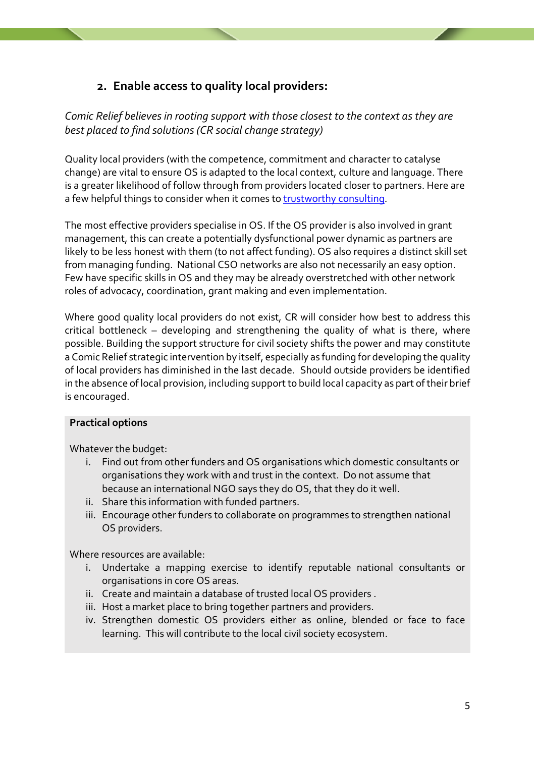## 2. Enable access to quality local providers:

*Comic Relief believes in rooting support with those closest to the context as they are best placed to find solutions (CR social change strategy)*

Quality local providers (with the competence, commitment and character to catalyse change) are vital to ensure OS is adapted to the local context, culture and language. There is a greater likelihood of follow through from providers located closer to partners. Here are a few helpful things to consider when it comes to trustworthy consulting.

The most effective providers specialise in OS. If the OS provider is also involved in grant management, this can create a potentially dysfunctional power dynamic as partners are likely to be less honest with them (to not affect funding). OS also requires a distinct skill set from managing funding. National CSO networks are also not necessarily an easy option. Few have specific skills in OS and they may be already overstretched with other network roles of advocacy, coordination, grant making and even implementation.

Where good quality local providers do not exist, CR will consider how best to address this critical bottleneck – developing and strengthening the quality of what is there, where possible. Building the support structure for civil society shifts the power and may constitute a Comic Relief strategic intervention by itself, especially as funding for developing the quality of local providers has diminished in the last decade. Should outside providers be identified in the absence of local provision, including support to build local capacity as part of their brief is encouraged.

**Practical options**

Whatever the budget:

i. Find out from other funders and OS organisations which domestic consultants or organisations they work with and trust in the context. Do not assume that because an international NGO says they do OS, that they do it well.
ii. Share this information with funded partners.
iii. Encourage other funders to collaborate on programmes to strengthen national OS providers.

Where resources are available:

i. Undertake a mapping exercise to identify reputable national consultants or organisations in core OS areas.
ii. Create and maintain a database of trusted local OS providers .
iii. Host a market place to bring together partners and providers.
iv. Strengthen domestic OS providers either as online, blended or face to face learning. This will contribute to the local civil society ecosystem.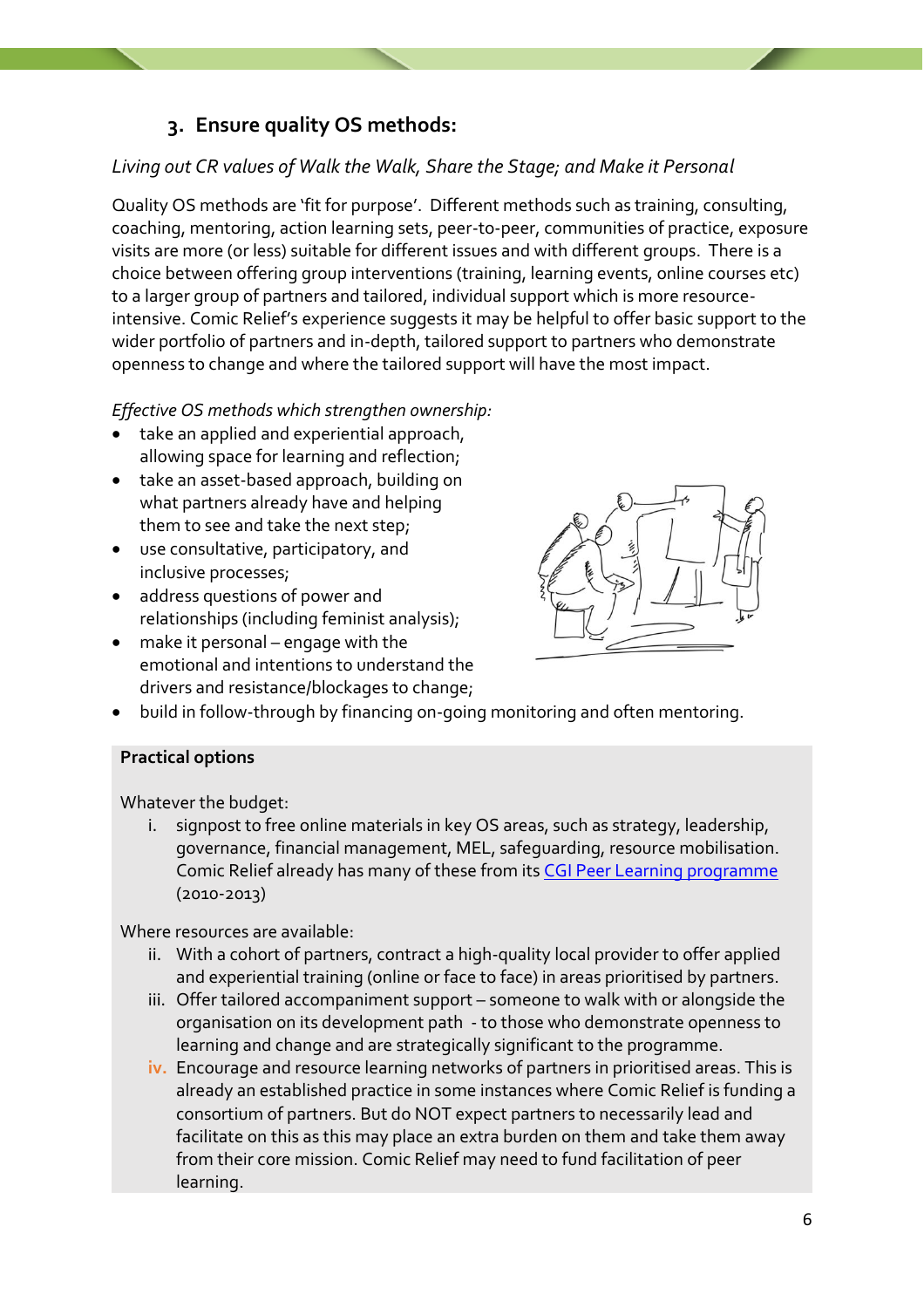### 3. Ensure quality OS methods:

*Living out CR values of Walk the Walk, Share the Stage; and Make it Personal*

Quality OS methods are 'fit for purpose'. Different methods such as training, consulting, coaching, mentoring, action learning sets, peer-to-peer, communities of practice, exposure visits are more (or less) suitable for different issues and with different groups. There is a choice between offering group interventions (training, learning events, online courses etc) to a larger group of partners and tailored, individual support which is more resource-intensive. Comic Relief's experience suggests it may be helpful to offer basic support to the wider portfolio of partners and in-depth, tailored support to partners who demonstrate openness to change and where the tailored support will have the most impact.

*Effective OS methods which strengthen ownership:*

- take an applied and experiential approach, allowing space for learning and reflection;
- take an asset-based approach, building on what partners already have and helping them to see and take the next step;
- use consultative, participatory, and inclusive processes;
- address questions of power and relationships (including feminist analysis);
- make it personal – engage with the emotional and intentions to understand the drivers and resistance/blockages to change;
- build in follow-through by financing on-going monitoring and often mentoring.

**Practical options**

Whatever the budget:

i. signpost to free online materials in key OS areas, such as strategy, leadership, governance, financial management, MEL, safeguarding, resource mobilisation. Comic Relief already has many of these from its CGI Peer Learning programme (2010-2013)

Where resources are available:

ii. With a cohort of partners, contract a high-quality local provider to offer applied and experiential training (online or face to face) in areas prioritised by partners.

iii. Offer tailored accompaniment support – someone to walk with or alongside the organisation on its development path - to those who demonstrate openness to learning and change and are strategically significant to the programme.

iv. Encourage and resource learning networks of partners in prioritised areas. This is already an established practice in some instances where Comic Relief is funding a consortium of partners. But do NOT expect partners to necessarily lead and facilitate on this as this may place an extra burden on them and take them away from their core mission. Comic Relief may need to fund facilitation of peer learning.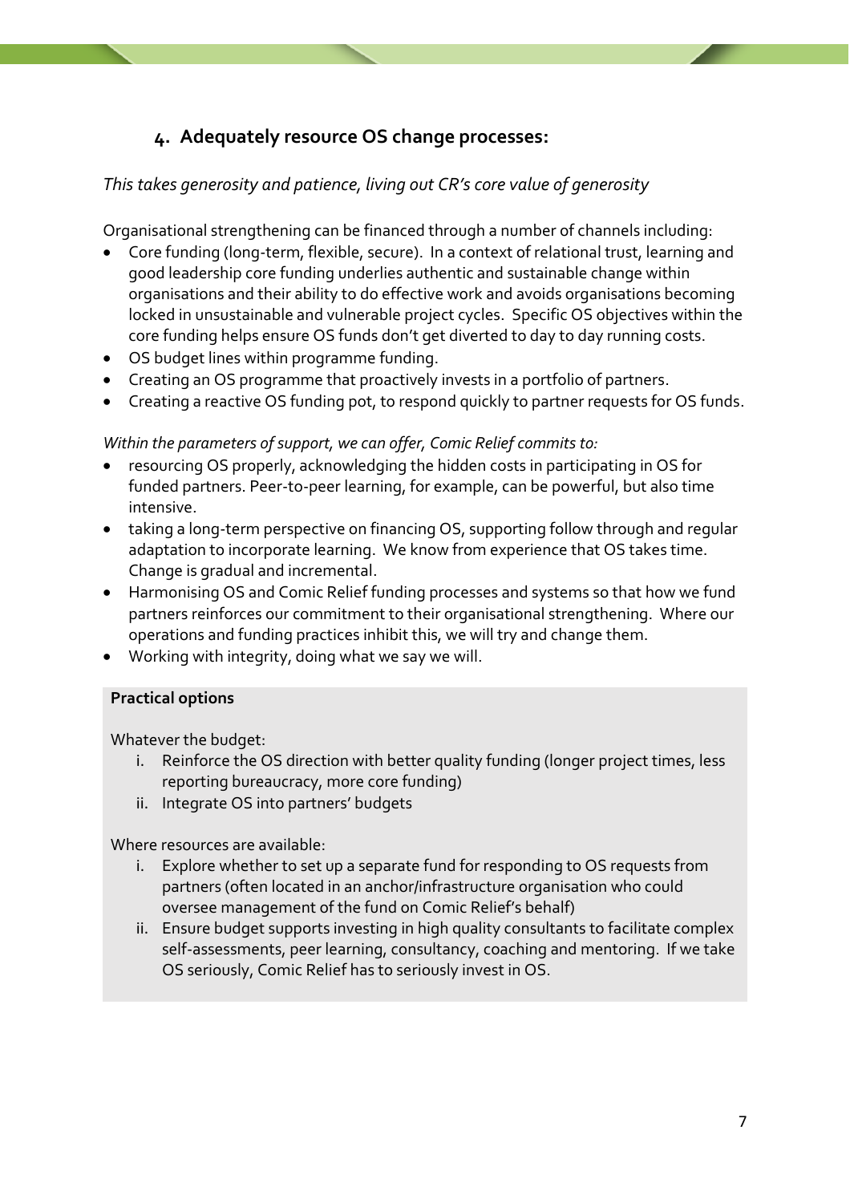## 4. Adequately resource OS change processes:

*This takes generosity and patience, living out CR's core value of generosity*

Organisational strengthening can be financed through a number of channels including:

- Core funding (long-term, flexible, secure). In a context of relational trust, learning and good leadership core funding underlies authentic and sustainable change within organisations and their ability to do effective work and avoids organisations becoming locked in unsustainable and vulnerable project cycles. Specific OS objectives within the core funding helps ensure OS funds don't get diverted to day to day running costs.
- OS budget lines within programme funding.
- Creating an OS programme that proactively invests in a portfolio of partners.
- Creating a reactive OS funding pot, to respond quickly to partner requests for OS funds.

*Within the parameters of support, we can offer, Comic Relief commits to:*

- resourcing OS properly, acknowledging the hidden costs in participating in OS for funded partners. Peer-to-peer learning, for example, can be powerful, but also time intensive.
- taking a long-term perspective on financing OS, supporting follow through and regular adaptation to incorporate learning. We know from experience that OS takes time. Change is gradual and incremental.
- Harmonising OS and Comic Relief funding processes and systems so that how we fund partners reinforces our commitment to their organisational strengthening. Where our operations and funding practices inhibit this, we will try and change them.
- Working with integrity, doing what we say we will.

**Practical options**

Whatever the budget:

i. Reinforce the OS direction with better quality funding (longer project times, less reporting bureaucracy, more core funding)
ii. Integrate OS into partners' budgets

Where resources are available:

i. Explore whether to set up a separate fund for responding to OS requests from partners (often located in an anchor/infrastructure organisation who could oversee management of the fund on Comic Relief's behalf)
ii. Ensure budget supports investing in high quality consultants to facilitate complex self-assessments, peer learning, consultancy, coaching and mentoring. If we take OS seriously, Comic Relief has to seriously invest in OS.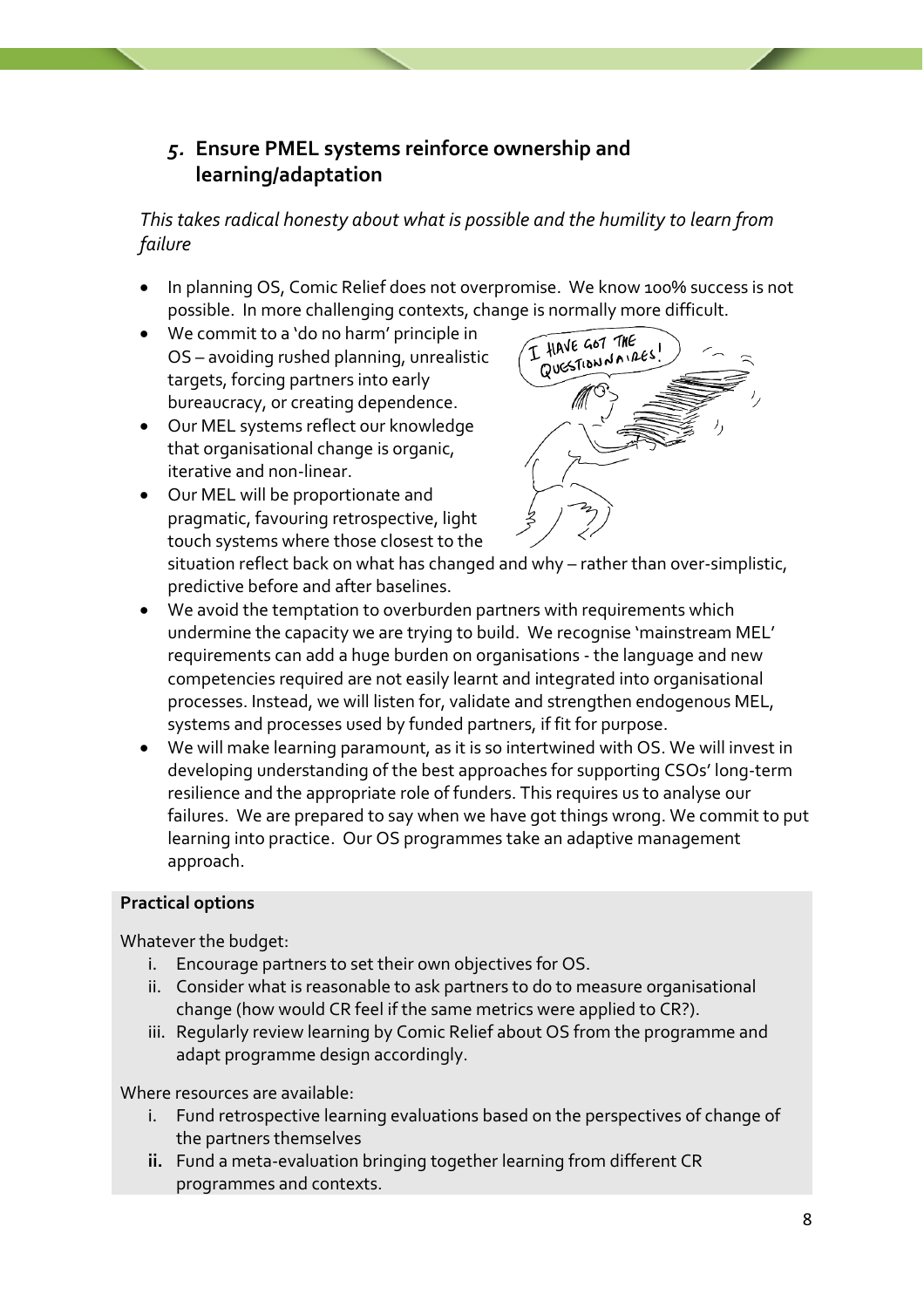## 5. Ensure PMEL systems reinforce ownership and learning/adaptation

*This takes radical honesty about what is possible and the humility to learn from failure*

- In planning OS, Comic Relief does not overpromise. We know 100% success is not possible. In more challenging contexts, change is normally more difficult.
- We commit to a 'do no harm' principle in OS – avoiding rushed planning, unrealistic targets, forcing partners into early bureaucracy, or creating dependence.
- Our MEL systems reflect our knowledge that organisational change is organic, iterative and non-linear.
- Our MEL will be proportionate and pragmatic, favouring retrospective, light touch systems where those closest to the situation reflect back on what has changed and why – rather than over-simplistic, predictive before and after baselines.
- We avoid the temptation to overburden partners with requirements which undermine the capacity we are trying to build. We recognise 'mainstream MEL' requirements can add a huge burden on organisations - the language and new competencies required are not easily learnt and integrated into organisational processes. Instead, we will listen for, validate and strengthen endogenous MEL, systems and processes used by funded partners, if fit for purpose.
- We will make learning paramount, as it is so intertwined with OS. We will invest in developing understanding of the best approaches for supporting CSOs' long-term resilience and the appropriate role of funders. This requires us to analyse our failures. We are prepared to say when we have got things wrong. We commit to put learning into practice. Our OS programmes take an adaptive management approach.

**Practical options**

Whatever the budget:

i. Encourage partners to set their own objectives for OS.
ii. Consider what is reasonable to ask partners to do to measure organisational change (how would CR feel if the same metrics were applied to CR?).
iii. Regularly review learning by Comic Relief about OS from the programme and adapt programme design accordingly.

Where resources are available:

i. Fund retrospective learning evaluations based on the perspectives of change of the partners themselves
**ii.** Fund a meta-evaluation bringing together learning from different CR programmes and contexts.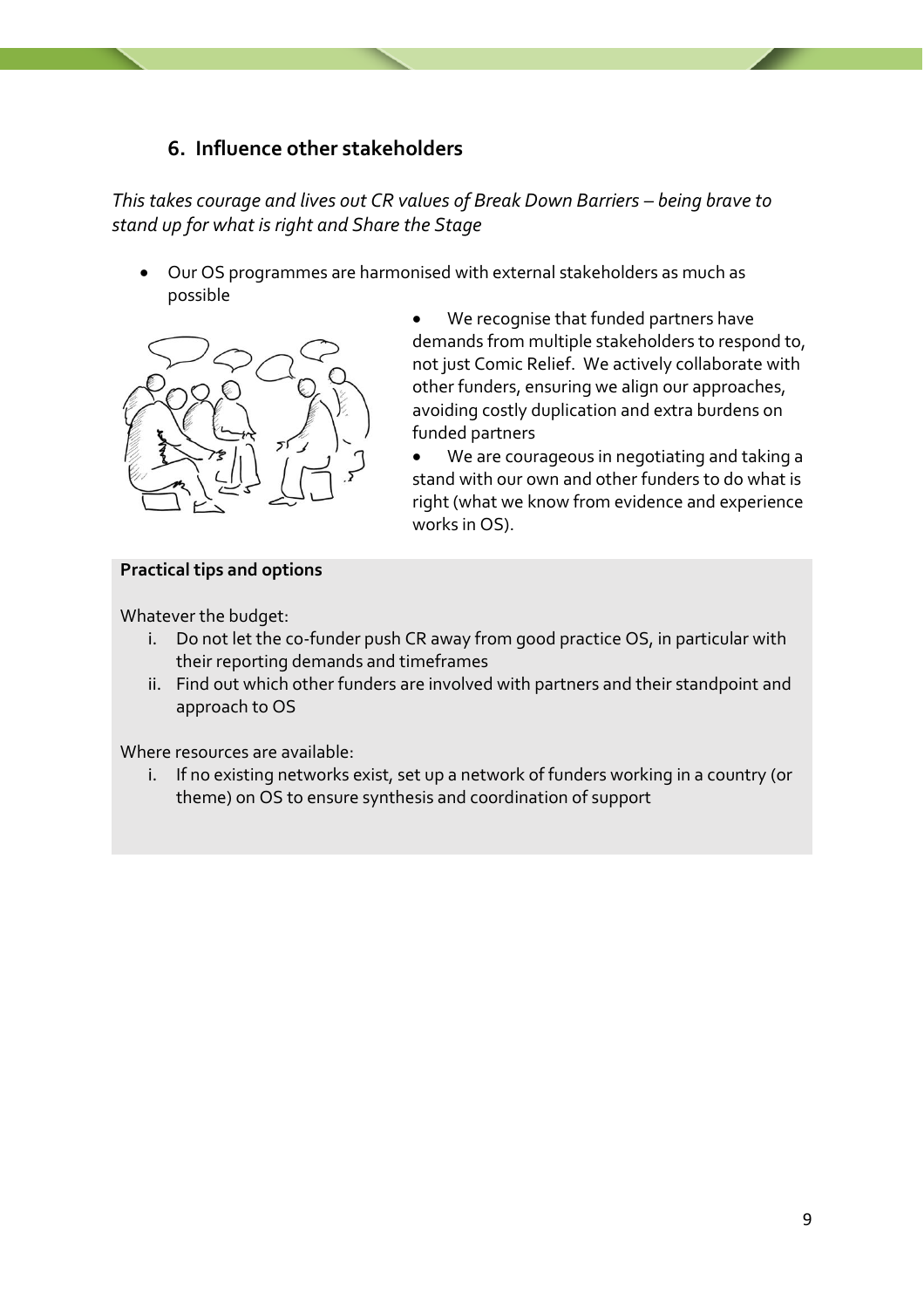## 6. Influence other stakeholders

*This takes courage and lives out CR values of Break Down Barriers – being brave to stand up for what is right and Share the Stage*

- Our OS programmes are harmonised with external stakeholders as much as possible
- We recognise that funded partners have demands from multiple stakeholders to respond to, not just Comic Relief. We actively collaborate with other funders, ensuring we align our approaches, avoiding costly duplication and extra burdens on funded partners
- We are courageous in negotiating and taking a stand with our own and other funders to do what is right (what we know from evidence and experience works in OS).

**Practical tips and options**

Whatever the budget:

i. Do not let the co-funder push CR away from good practice OS, in particular with their reporting demands and timeframes
ii. Find out which other funders are involved with partners and their standpoint and approach to OS

Where resources are available:

i. If no existing networks exist, set up a network of funders working in a country (or theme) on OS to ensure synthesis and coordination of support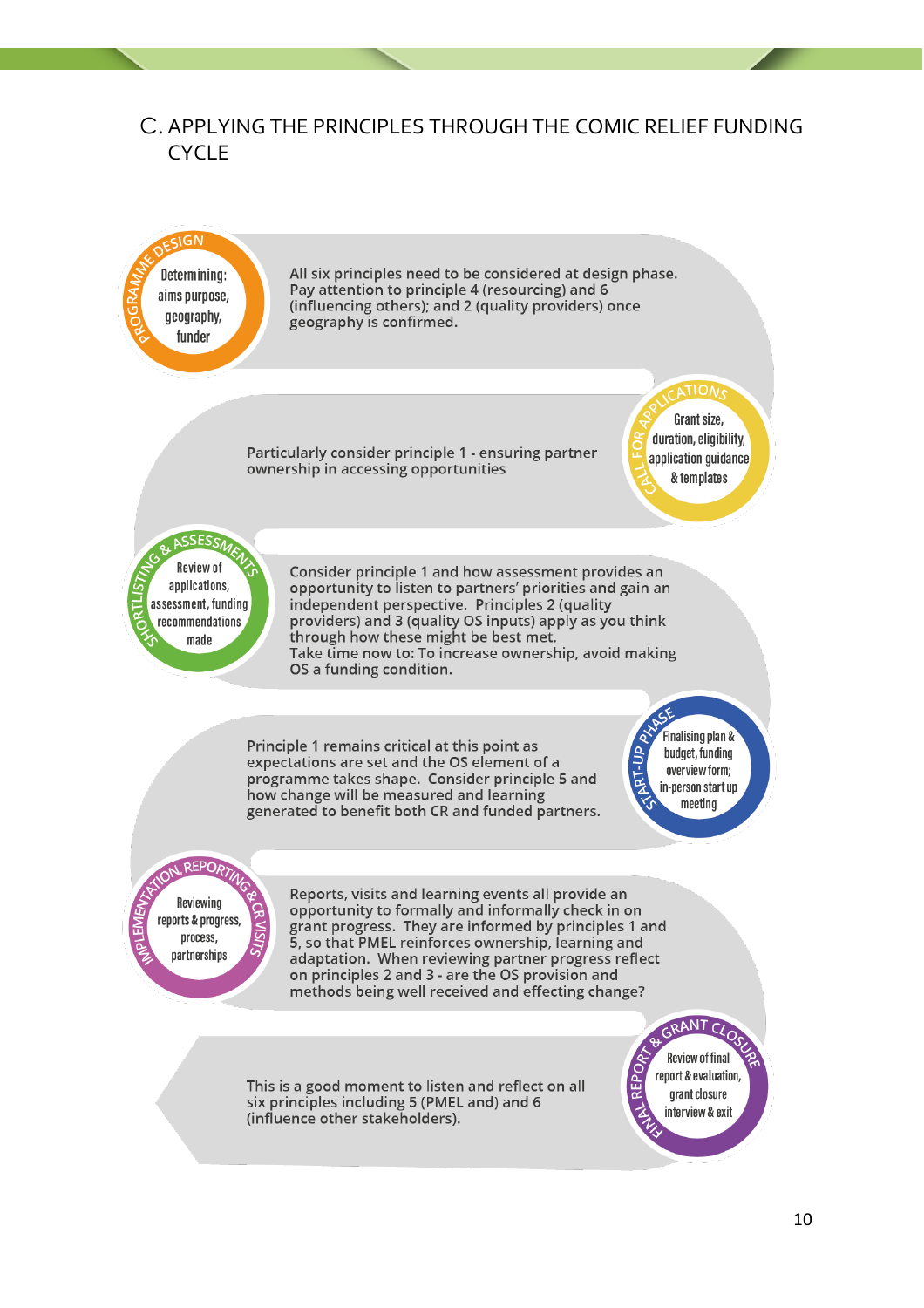## C. APPLYING THE PRINCIPLES THROUGH THE COMIC RELIEF FUNDING CYCLE

**PROGRAMME DESIGN**

Determining: aims purpose, geography, funder

All six principles need to be considered at design phase. Pay attention to principle 4 (resourcing) and 6 (influencing others); and 2 (quality providers) once geography is confirmed.

**CALL FOR APPLICATIONS**

Grant size, duration, eligibility, application guidance & templates

Particularly consider principle 1 - ensuring partner ownership in accessing opportunities

**SHORTLISTING & ASSESSMENTS**

Review of applications, assessment, funding recommendations made

Consider principle 1 and how assessment provides an opportunity to listen to partners' priorities and gain an independent perspective. Principles 2 (quality providers) and 3 (quality OS inputs) apply as you think through how these might be best met.
Take time now to: To increase ownership, avoid making OS a funding condition.

**START-UP PHASE**

Finalising plan & budget, funding overview form; in-person start up meeting

Principle 1 remains critical at this point as expectations are set and the OS element of a programme takes shape. Consider principle 5 and how change will be measured and learning generated to benefit both CR and funded partners.

**IMPLEMENTATION, REPORTING & CR VISITS**

Reviewing reports & progress, process, partnerships

Reports, visits and learning events all provide an opportunity to formally and informally check in on grant progress. They are informed by principles 1 and 5, so that PMEL reinforces ownership, learning and adaptation. When reviewing partner progress reflect on principles 2 and 3 - are the OS provision and methods being well received and effecting change?

**FINAL REPORT & GRANT CLOSURE**

Review of final report & evaluation, grant closure interview & exit

This is a good moment to listen and reflect on all six principles including 5 (PMEL and) and 6 (influence other stakeholders).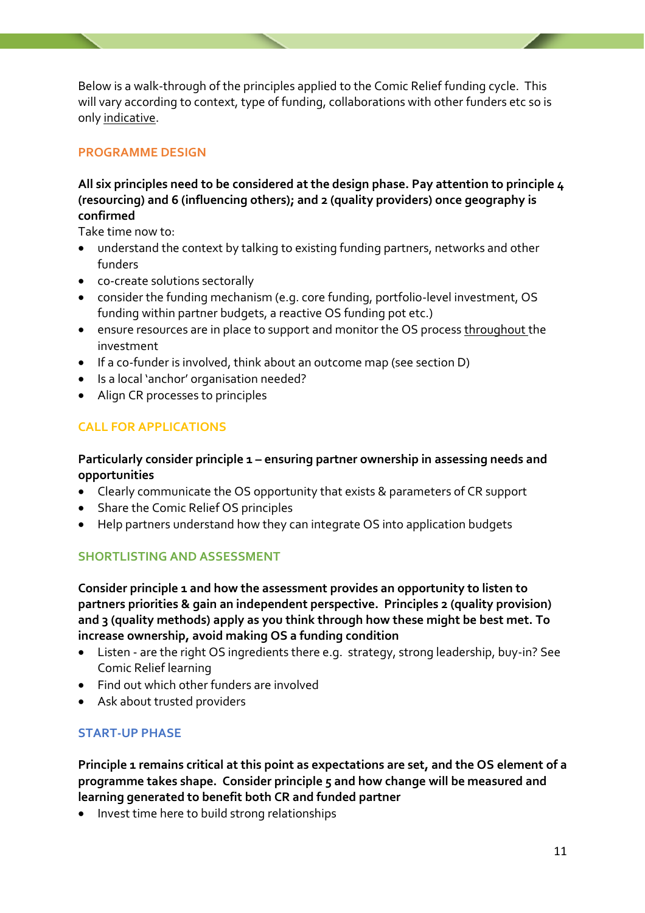Below is a walk-through of the principles applied to the Comic Relief funding cycle. This will vary according to context, type of funding, collaborations with other funders etc so is only indicative.

## PROGRAMME DESIGN

**All six principles need to be considered at the design phase. Pay attention to principle 4 (resourcing) and 6 (influencing others); and 2 (quality providers) once geography is confirmed**

Take time now to:

- understand the context by talking to existing funding partners, networks and other funders
- co-create solutions sectorally
- consider the funding mechanism (e.g. core funding, portfolio-level investment, OS funding within partner budgets, a reactive OS funding pot etc.)
- ensure resources are in place to support and monitor the OS process throughout the investment
- If a co-funder is involved, think about an outcome map (see section D)
- Is a local 'anchor' organisation needed?
- Align CR processes to principles

## CALL FOR APPLICATIONS

**Particularly consider principle 1 – ensuring partner ownership in assessing needs and opportunities**

- Clearly communicate the OS opportunity that exists & parameters of CR support
- Share the Comic Relief OS principles
- Help partners understand how they can integrate OS into application budgets

## SHORTLISTING AND ASSESSMENT

**Consider principle 1 and how the assessment provides an opportunity to listen to partners priorities & gain an independent perspective. Principles 2 (quality provision) and 3 (quality methods) apply as you think through how these might be best met. To increase ownership, avoid making OS a funding condition**

- Listen - are the right OS ingredients there e.g. strategy, strong leadership, buy-in? See Comic Relief learning
- Find out which other funders are involved
- Ask about trusted providers

## START-UP PHASE

**Principle 1 remains critical at this point as expectations are set, and the OS element of a programme takes shape. Consider principle 5 and how change will be measured and learning generated to benefit both CR and funded partner**

- Invest time here to build strong relationships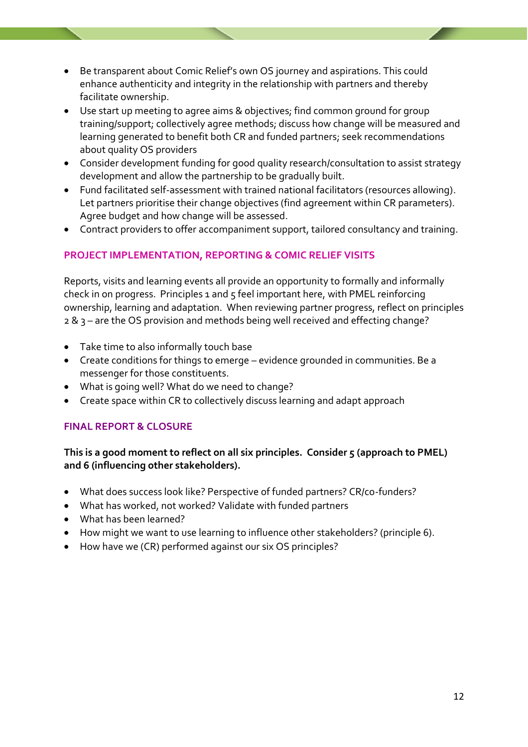- Be transparent about Comic Relief's own OS journey and aspirations. This could enhance authenticity and integrity in the relationship with partners and thereby facilitate ownership.
- Use start up meeting to agree aims & objectives; find common ground for group training/support; collectively agree methods; discuss how change will be measured and learning generated to benefit both CR and funded partners; seek recommendations about quality OS providers
- Consider development funding for good quality research/consultation to assist strategy development and allow the partnership to be gradually built.
- Fund facilitated self-assessment with trained national facilitators (resources allowing). Let partners prioritise their change objectives (find agreement within CR parameters). Agree budget and how change will be assessed.
- Contract providers to offer accompaniment support, tailored consultancy and training.

### PROJECT IMPLEMENTATION, REPORTING & COMIC RELIEF VISITS

Reports, visits and learning events all provide an opportunity to formally and informally check in on progress. Principles 1 and 5 feel important here, with PMEL reinforcing ownership, learning and adaptation. When reviewing partner progress, reflect on principles 2 & 3 – are the OS provision and methods being well received and effecting change?

- Take time to also informally touch base
- Create conditions for things to emerge – evidence grounded in communities. Be a messenger for those constituents.
- What is going well? What do we need to change?
- Create space within CR to collectively discuss learning and adapt approach

### FINAL REPORT & CLOSURE

**This is a good moment to reflect on all six principles. Consider 5 (approach to PMEL) and 6 (influencing other stakeholders).**

- What does success look like? Perspective of funded partners? CR/co-funders?
- What has worked, not worked? Validate with funded partners
- What has been learned?
- How might we want to use learning to influence other stakeholders? (principle 6).
- How have we (CR) performed against our six OS principles?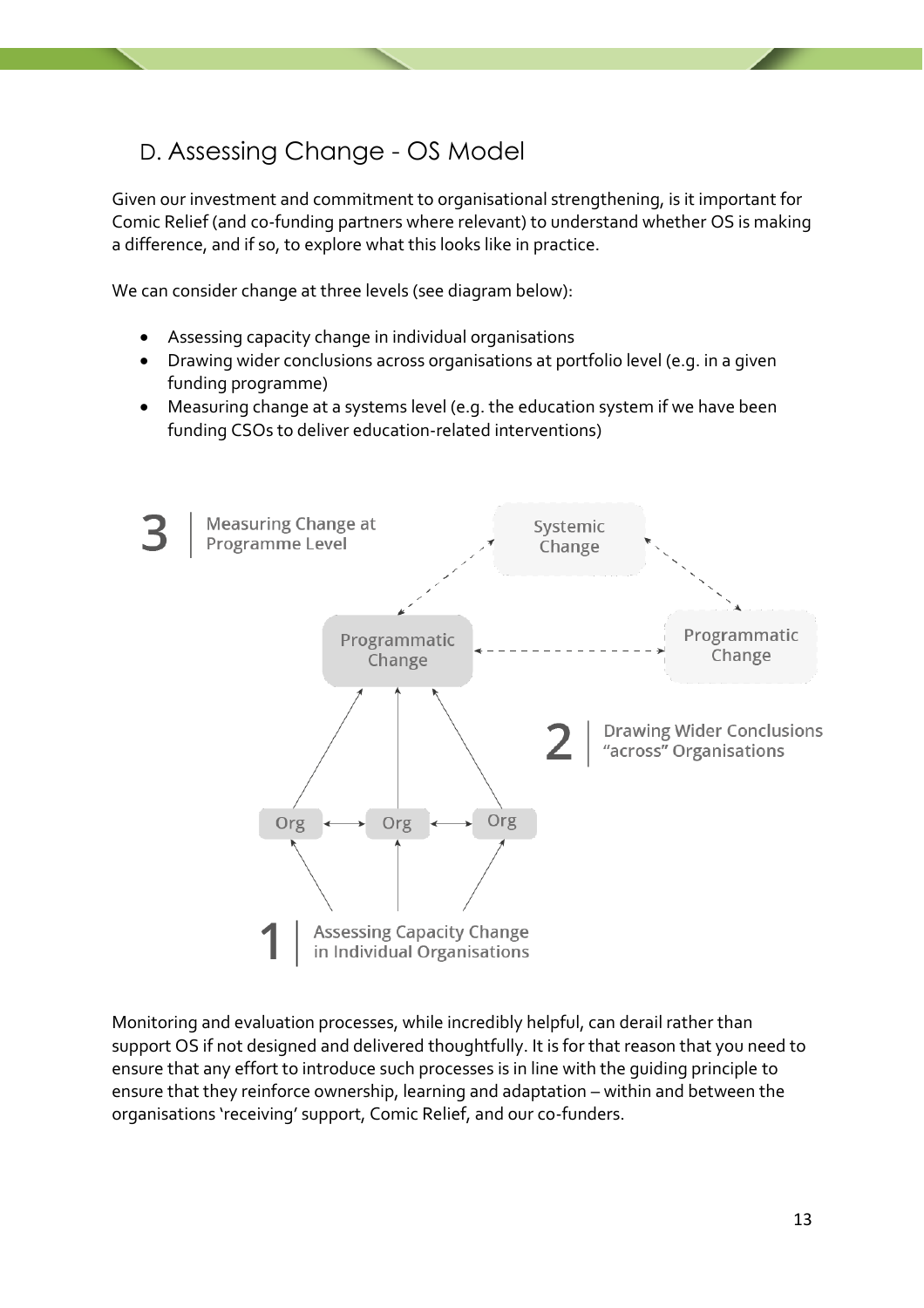## D. Assessing Change - OS Model

Given our investment and commitment to organisational strengthening, is it important for Comic Relief (and co-funding partners where relevant) to understand whether OS is making a difference, and if so, to explore what this looks like in practice.

We can consider change at three levels (see diagram below):

- Assessing capacity change in individual organisations
- Drawing wider conclusions across organisations at portfolio level (e.g. in a given funding programme)
- Measuring change at a systems level (e.g. the education system if we have been funding CSOs to deliver education-related interventions)

3 | Measuring Change at Programme Level

Systemic Change

Programmatic Change

Programmatic Change

2 | Drawing Wider Conclusions "across" Organisations

Org

Org

Org

1 | Assessing Capacity Change in Individual Organisations

Monitoring and evaluation processes, while incredibly helpful, can derail rather than support OS if not designed and delivered thoughtfully. It is for that reason that you need to ensure that any effort to introduce such processes is in line with the guiding principle to ensure that they reinforce ownership, learning and adaptation – within and between the organisations 'receiving' support, Comic Relief, and our co-funders.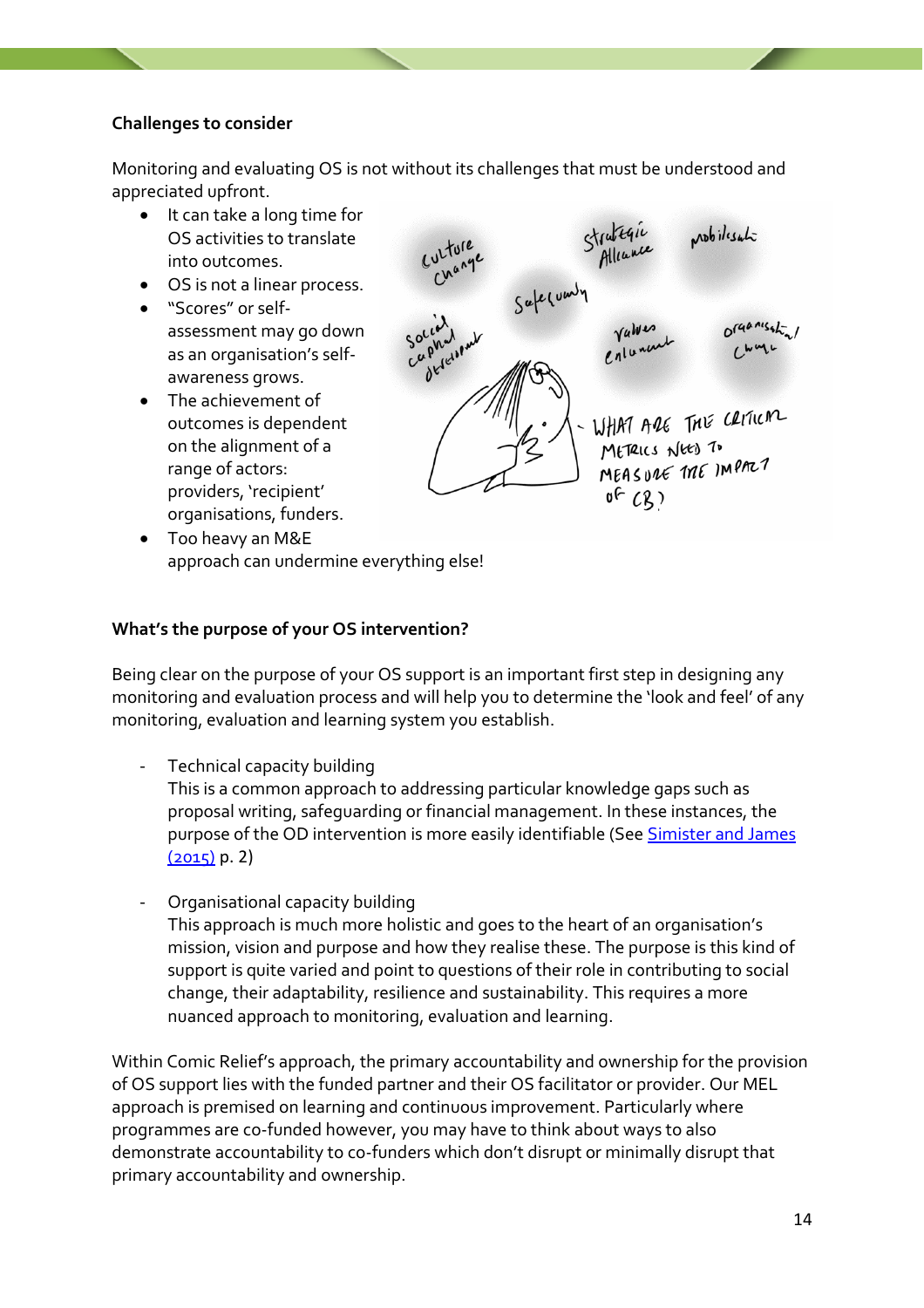**Challenges to consider**

Monitoring and evaluating OS is not without its challenges that must be understood and appreciated upfront.

- It can take a long time for OS activities to translate into outcomes.
- OS is not a linear process.
- "Scores" or self-assessment may go down as an organisation's self-awareness grows.
- The achievement of outcomes is dependent on the alignment of a range of actors: providers, 'recipient' organisations, funders.
- Too heavy an M&E approach can undermine everything else!

**What's the purpose of your OS intervention?**

Being clear on the purpose of your OS support is an important first step in designing any monitoring and evaluation process and will help you to determine the 'look and feel' of any monitoring, evaluation and learning system you establish.

- Technical capacity building
  This is a common approach to addressing particular knowledge gaps such as proposal writing, safeguarding or financial management. In these instances, the purpose of the OD intervention is more easily identifiable (See Simister and James (2015) p. 2)

- Organisational capacity building
  This approach is much more holistic and goes to the heart of an organisation's mission, vision and purpose and how they realise these. The purpose is this kind of support is quite varied and point to questions of their role in contributing to social change, their adaptability, resilience and sustainability. This requires a more nuanced approach to monitoring, evaluation and learning.

Within Comic Relief's approach, the primary accountability and ownership for the provision of OS support lies with the funded partner and their OS facilitator or provider. Our MEL approach is premised on learning and continuous improvement. Particularly where programmes are co-funded however, you may have to think about ways to also demonstrate accountability to co-funders which don't disrupt or minimally disrupt that primary accountability and ownership.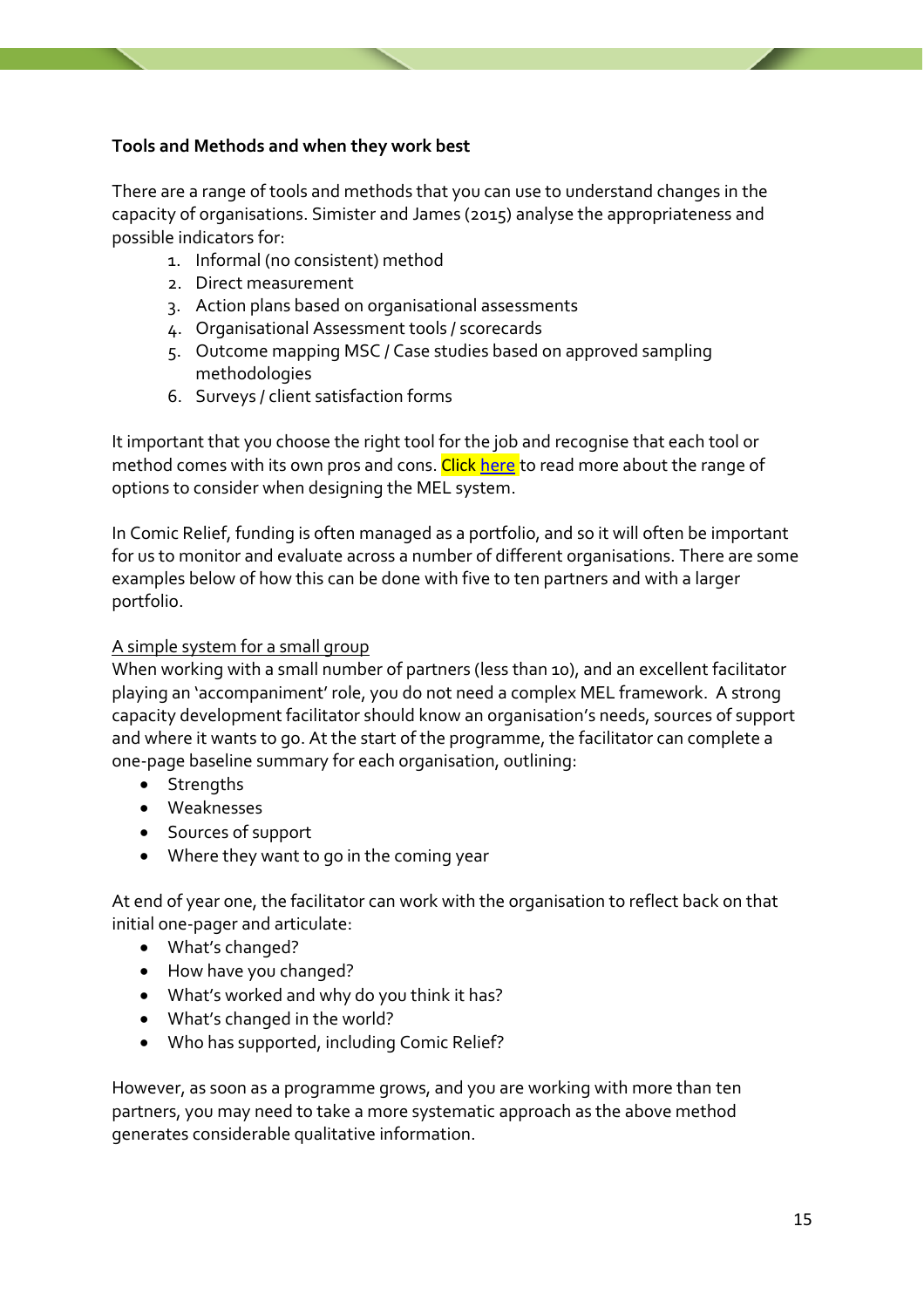**Tools and Methods and when they work best**

There are a range of tools and methods that you can use to understand changes in the capacity of organisations. Simister and James (2015) analyse the appropriateness and possible indicators for:

1. Informal (no consistent) method
2. Direct measurement
3. Action plans based on organisational assessments
4. Organisational Assessment tools / scorecards
5. Outcome mapping MSC / Case studies based on approved sampling methodologies
6. Surveys / client satisfaction forms

It important that you choose the right tool for the job and recognise that each tool or method comes with its own pros and cons. Click here to read more about the range of options to consider when designing the MEL system.

In Comic Relief, funding is often managed as a portfolio, and so it will often be important for us to monitor and evaluate across a number of different organisations. There are some examples below of how this can be done with five to ten partners and with a larger portfolio.

<u>A simple system for a small group</u>

When working with a small number of partners (less than 10), and an excellent facilitator playing an 'accompaniment' role, you do not need a complex MEL framework. A strong capacity development facilitator should know an organisation's needs, sources of support and where it wants to go. At the start of the programme, the facilitator can complete a one-page baseline summary for each organisation, outlining:

- Strengths
- Weaknesses
- Sources of support
- Where they want to go in the coming year

At end of year one, the facilitator can work with the organisation to reflect back on that initial one-pager and articulate:

- What's changed?
- How have you changed?
- What's worked and why do you think it has?
- What's changed in the world?
- Who has supported, including Comic Relief?

However, as soon as a programme grows, and you are working with more than ten partners, you may need to take a more systematic approach as the above method generates considerable qualitative information.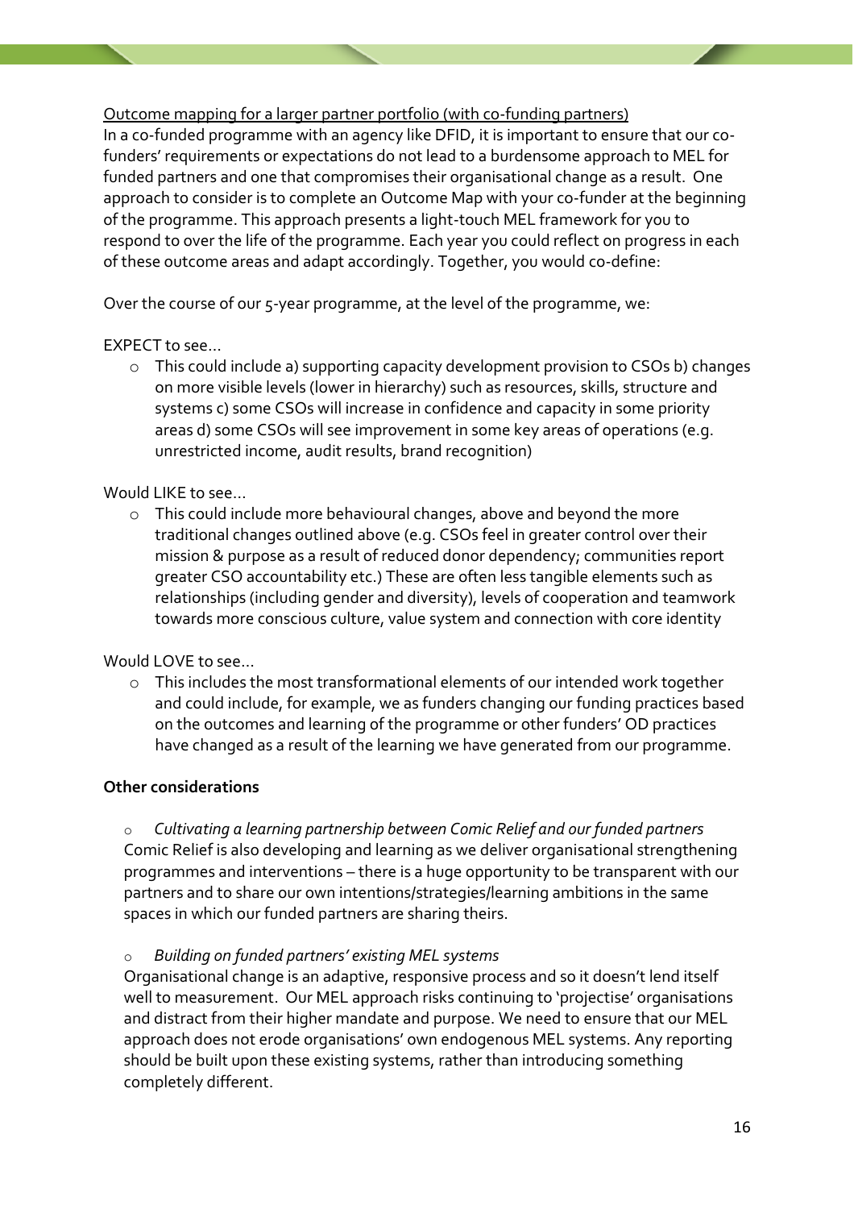Outcome mapping for a larger partner portfolio (with co-funding partners)

In a co-funded programme with an agency like DFID, it is important to ensure that our co-funders' requirements or expectations do not lead to a burdensome approach to MEL for funded partners and one that compromises their organisational change as a result. One approach to consider is to complete an Outcome Map with your co-funder at the beginning of the programme. This approach presents a light-touch MEL framework for you to respond to over the life of the programme. Each year you could reflect on progress in each of these outcome areas and adapt accordingly. Together, you would co-define:

Over the course of our 5-year programme, at the level of the programme, we:

EXPECT to see…

- This could include a) supporting capacity development provision to CSOs b) changes on more visible levels (lower in hierarchy) such as resources, skills, structure and systems c) some CSOs will increase in confidence and capacity in some priority areas d) some CSOs will see improvement in some key areas of operations (e.g. unrestricted income, audit results, brand recognition)

Would LIKE to see…

- This could include more behavioural changes, above and beyond the more traditional changes outlined above (e.g. CSOs feel in greater control over their mission & purpose as a result of reduced donor dependency; communities report greater CSO accountability etc.) These are often less tangible elements such as relationships (including gender and diversity), levels of cooperation and teamwork towards more conscious culture, value system and connection with core identity

Would LOVE to see…

- This includes the most transformational elements of our intended work together and could include, for example, we as funders changing our funding practices based on the outcomes and learning of the programme or other funders' OD practices have changed as a result of the learning we have generated from our programme.

**Other considerations**

- *Cultivating a learning partnership between Comic Relief and our funded partners*

  Comic Relief is also developing and learning as we deliver organisational strengthening programmes and interventions – there is a huge opportunity to be transparent with our partners and to share our own intentions/strategies/learning ambitions in the same spaces in which our funded partners are sharing theirs.

- *Building on funded partners' existing MEL systems*

  Organisational change is an adaptive, responsive process and so it doesn't lend itself well to measurement. Our MEL approach risks continuing to 'projectise' organisations and distract from their higher mandate and purpose. We need to ensure that our MEL approach does not erode organisations' own endogenous MEL systems. Any reporting should be built upon these existing systems, rather than introducing something completely different.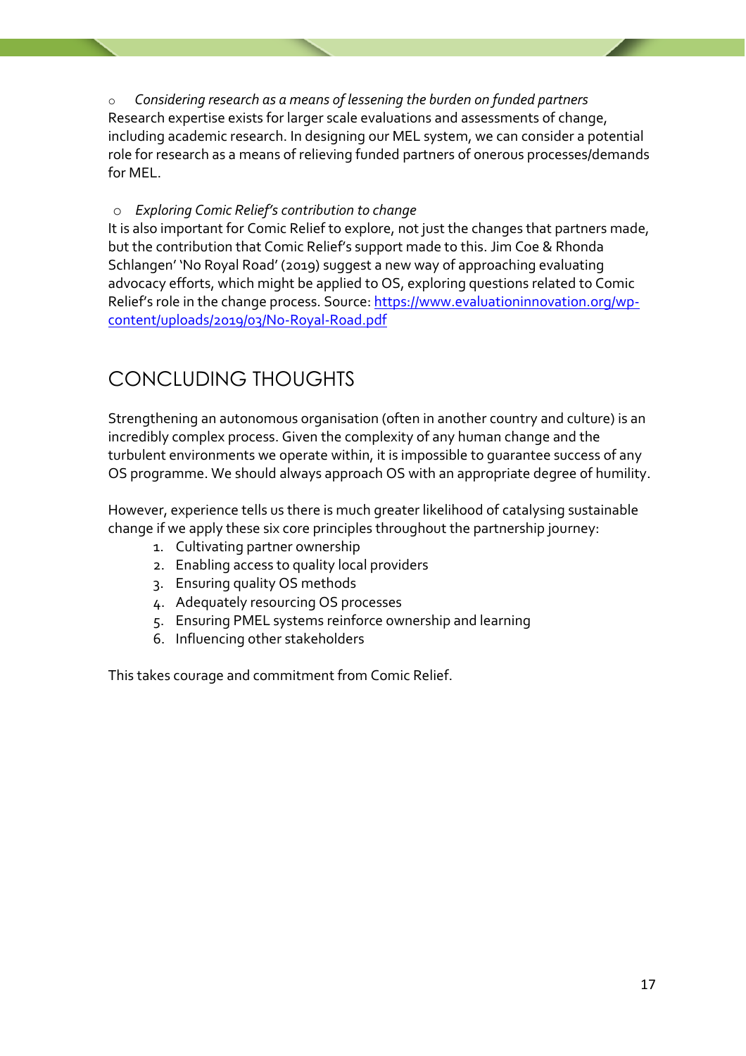- *Considering research as a means of lessening the burden on funded partners*

Research expertise exists for larger scale evaluations and assessments of change, including academic research. In designing our MEL system, we can consider a potential role for research as a means of relieving funded partners of onerous processes/demands for MEL.

- *Exploring Comic Relief's contribution to change*

It is also important for Comic Relief to explore, not just the changes that partners made, but the contribution that Comic Relief's support made to this. Jim Coe & Rhonda Schlangen' 'No Royal Road' (2019) suggest a new way of approaching evaluating advocacy efforts, which might be applied to OS, exploring questions related to Comic Relief's role in the change process. Source: [https://www.evaluationinnovation.org/wp-content/uploads/2019/03/No-Royal-Road.pdf](https://www.evaluationinnovation.org/wp-content/uploads/2019/03/No-Royal-Road.pdf)

## CONCLUDING THOUGHTS

Strengthening an autonomous organisation (often in another country and culture) is an incredibly complex process. Given the complexity of any human change and the turbulent environments we operate within, it is impossible to guarantee success of any OS programme. We should always approach OS with an appropriate degree of humility.

However, experience tells us there is much greater likelihood of catalysing sustainable change if we apply these six core principles throughout the partnership journey:

1. Cultivating partner ownership
2. Enabling access to quality local providers
3. Ensuring quality OS methods
4. Adequately resourcing OS processes
5. Ensuring PMEL systems reinforce ownership and learning
6. Influencing other stakeholders

This takes courage and commitment from Comic Relief.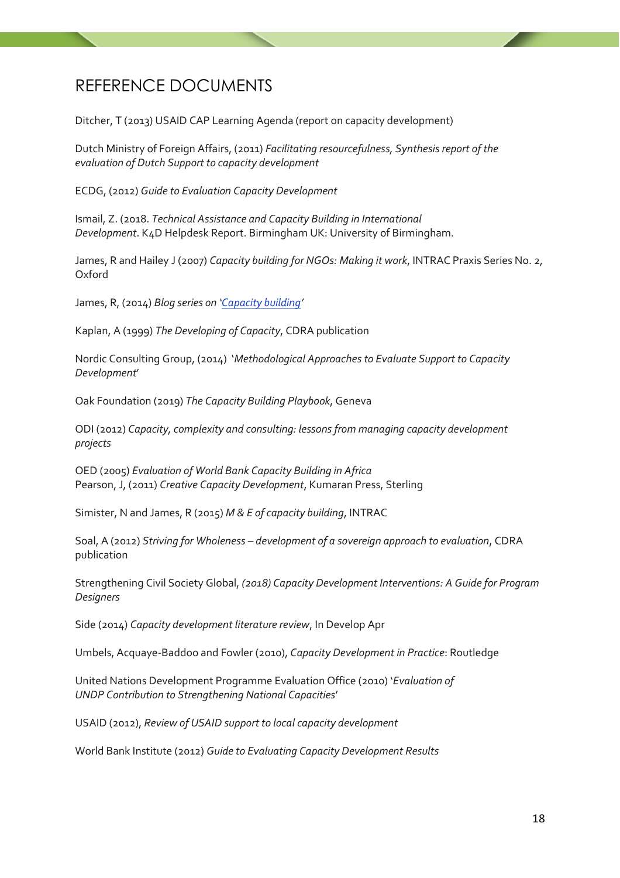# REFERENCE DOCUMENTS

Ditcher, T (2013) USAID CAP Learning Agenda (report on capacity development)

Dutch Ministry of Foreign Affairs, (2011) *Facilitating resourcefulness, Synthesis report of the evaluation of Dutch Support to capacity development*

ECDG, (2012) *Guide to Evaluation Capacity Development*

Ismail, Z. (2018. *Technical Assistance and Capacity Building in International Development*. K4D Helpdesk Report. Birmingham UK: University of Birmingham.

James, R and Hailey J (2007) *Capacity building for NGOs: Making it work*, INTRAC Praxis Series No. 2, Oxford

James, R, (2014) *Blog series on 'Capacity building'*

Kaplan, A (1999) *The Developing of Capacity*, CDRA publication

Nordic Consulting Group, (2014) *'Methodological Approaches to Evaluate Support to Capacity Development'*

Oak Foundation (2019) *The Capacity Building Playbook*, Geneva

ODI (2012) *Capacity, complexity and consulting: lessons from managing capacity development projects*

OED (2005) *Evaluation of World Bank Capacity Building in Africa*
Pearson, J, (2011) *Creative Capacity Development*, Kumaran Press, Sterling

Simister, N and James, R (2015) *M & E of capacity building*, INTRAC

Soal, A (2012) *Striving for Wholeness – development of a sovereign approach to evaluation*, CDRA publication

Strengthening Civil Society Global, *(2018) Capacity Development Interventions: A Guide for Program Designers*

Side (2014) *Capacity development literature review*, In Develop Apr

Umbels, Acquaye-Baddoo and Fowler (2010), *Capacity Development in Practice*: Routledge

United Nations Development Programme Evaluation Office (2010) *'Evaluation of UNDP Contribution to Strengthening National Capacities'*

USAID (2012), *Review of USAID support to local capacity development*

World Bank Institute (2012) *Guide to Evaluating Capacity Development Results*